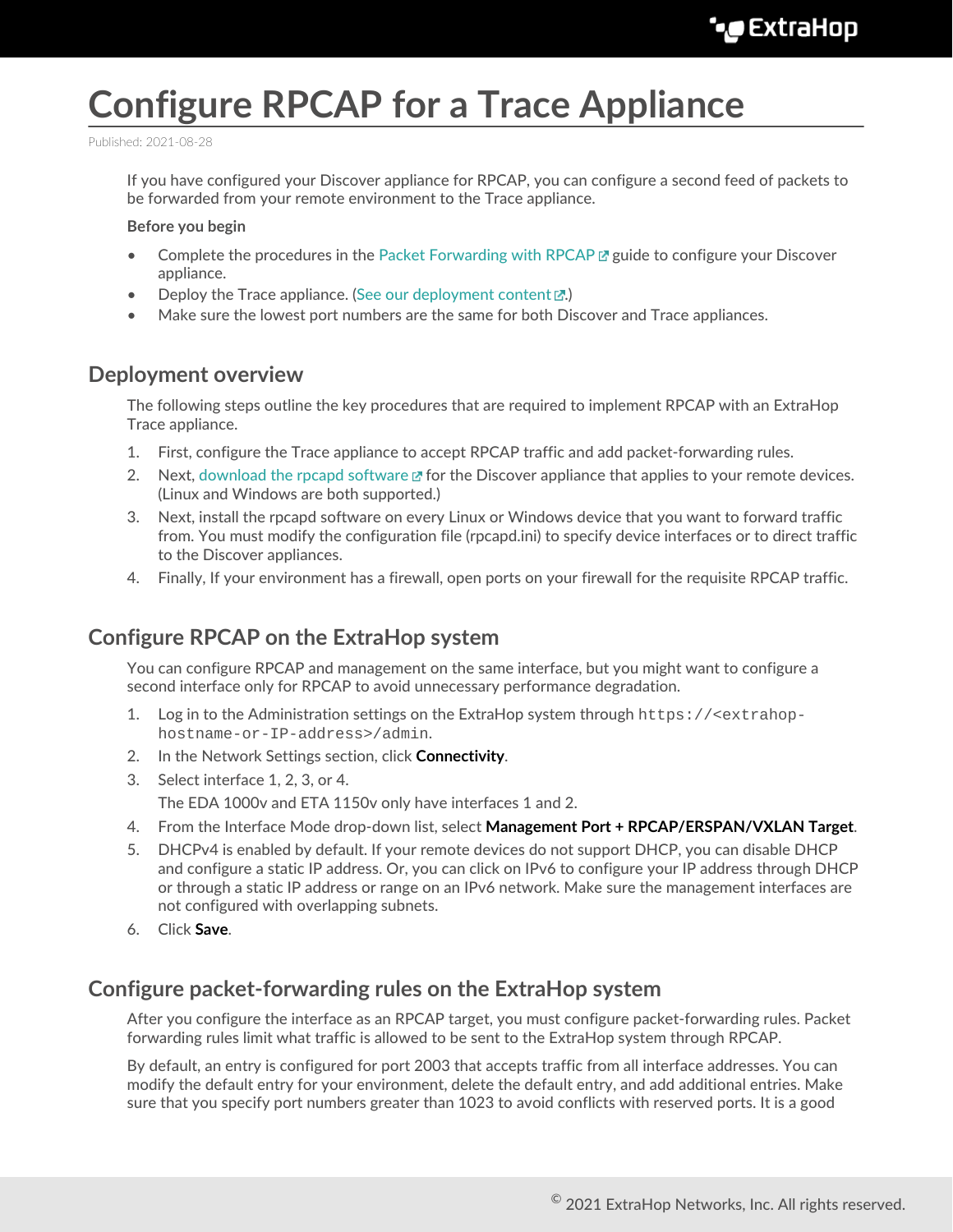# Configure RPCAP for a Trace Appliance

Published: 2021-08-28

If you have configured your Discover appliance for RPCAP, you can configure a second feed of packets to be forwarded from your remote environment to the Trace appliance.

**Before you begin**

- Complete the procedures in the Packet Forwarding with RPCAP guide to configure your Discover appliance.
- Deploy the Trace appliance. (See our deployment content.)
- Make sure the lowest port numbers are the same for both Discover and Trace appliances.

## Deployment overview

The following steps outline the key procedures that are required to implement RPCAP with an ExtraHop Trace appliance.

1. First, configure the Trace appliance to accept RPCAP traffic and add packet-forwarding rules.
2. Next, download the rpcapd software for the Discover appliance that applies to your remote devices. (Linux and Windows are both supported.)
3. Next, install the rpcapd software on every Linux or Windows device that you want to forward traffic from. You must modify the configuration file (rpcapd.ini) to specify device interfaces or to direct traffic to the Discover appliances.
4. Finally, If your environment has a firewall, open ports on your firewall for the requisite RPCAP traffic.

## Configure RPCAP on the ExtraHop system

You can configure RPCAP and management on the same interface, but you might want to configure a second interface only for RPCAP to avoid unnecessary performance degradation.

1. Log in to the Administration settings on the ExtraHop system through `https://<extrahop-hostname-or-IP-address>/admin`.
2. In the Network Settings section, click **Connectivity**.
3. Select interface 1, 2, 3, or 4.

   The EDA 1000v and ETA 1150v only have interfaces 1 and 2.
4. From the Interface Mode drop-down list, select **Management Port + RPCAP/ERSPAN/VXLAN Target**.
5. DHCPv4 is enabled by default. If your remote devices do not support DHCP, you can disable DHCP and configure a static IP address. Or, you can click on IPv6 to configure your IP address through DHCP or through a static IP address or range on an IPv6 network. Make sure the management interfaces are not configured with overlapping subnets.
6. Click **Save**.

## Configure packet-forwarding rules on the ExtraHop system

After you configure the interface as an RPCAP target, you must configure packet-forwarding rules. Packet forwarding rules limit what traffic is allowed to be sent to the ExtraHop system through RPCAP.

By default, an entry is configured for port 2003 that accepts traffic from all interface addresses. You can modify the default entry for your environment, delete the default entry, and add additional entries. Make sure that you specify port numbers greater than 1023 to avoid conflicts with reserved ports. It is a good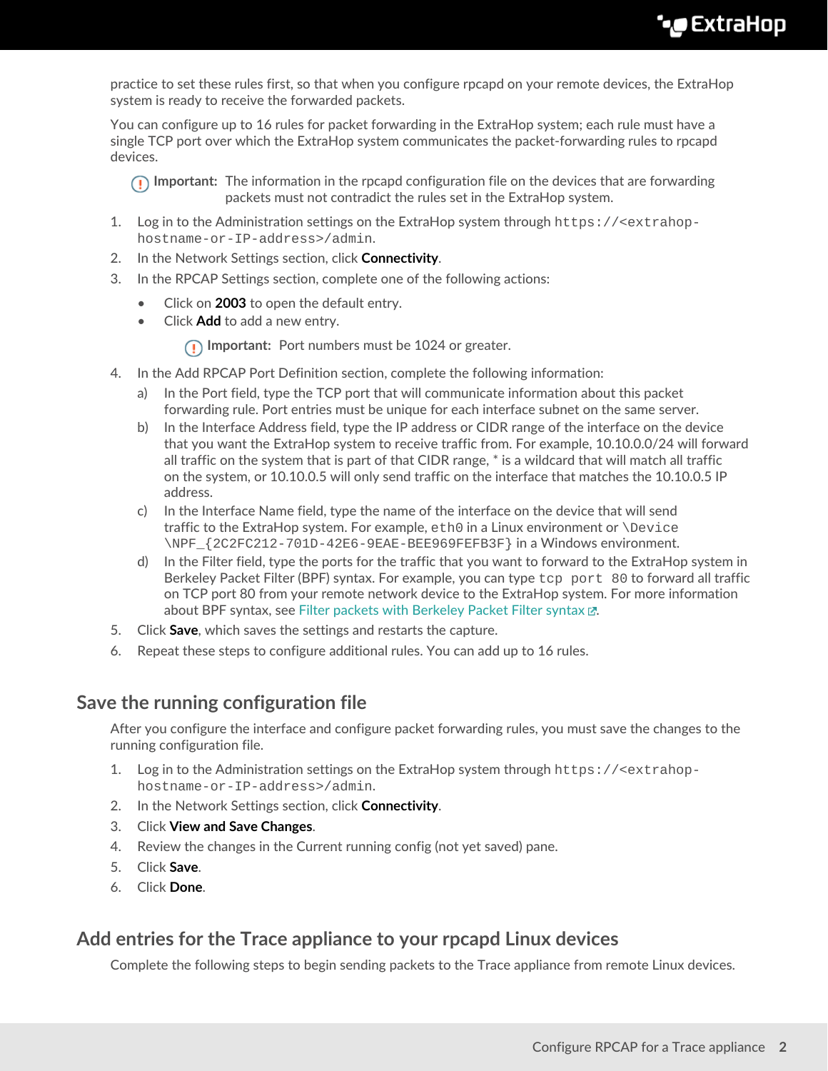practice to set these rules first, so that when you configure rpcapd on your remote devices, the ExtraHop system is ready to receive the forwarded packets.

You can configure up to 16 rules for packet forwarding in the ExtraHop system; each rule must have a single TCP port over which the ExtraHop system communicates the packet-forwarding rules to rpcapd devices.

> **Important:** The information in the rpcapd configuration file on the devices that are forwarding packets must not contradict the rules set in the ExtraHop system.

1. Log in to the Administration settings on the ExtraHop system through `https://<extrahop-hostname-or-IP-address>/admin`.
2. In the Network Settings section, click **Connectivity**.
3. In the RPCAP Settings section, complete one of the following actions:
   - Click on **2003** to open the default entry.
   - Click **Add** to add a new entry.

   > **Important:** Port numbers must be 1024 or greater.
4. In the Add RPCAP Port Definition section, complete the following information:
   a) In the Port field, type the TCP port that will communicate information about this packet forwarding rule. Port entries must be unique for each interface subnet on the same server.
   b) In the Interface Address field, type the IP address or CIDR range of the interface on the device that you want the ExtraHop system to receive traffic from. For example, 10.10.0.0/24 will forward all traffic on the system that is part of that CIDR range, * is a wildcard that will match all traffic on the system, or 10.10.0.5 will only send traffic on the interface that matches the 10.10.0.5 IP address.
   c) In the Interface Name field, type the name of the interface on the device that will send traffic to the ExtraHop system. For example, `eth0` in a Linux environment or `\Device\NPF_{2C2FC212-701D-42E6-9EAE-BEE969FEFB3F}` in a Windows environment.
   d) In the Filter field, type the ports for the traffic that you want to forward to the ExtraHop system in Berkeley Packet Filter (BPF) syntax. For example, you can type `tcp port 80` to forward all traffic on TCP port 80 from your remote network device to the ExtraHop system. For more information about BPF syntax, see Filter packets with Berkeley Packet Filter syntax.
5. Click **Save**, which saves the settings and restarts the capture.
6. Repeat these steps to configure additional rules. You can add up to 16 rules.

## Save the running configuration file

After you configure the interface and configure packet forwarding rules, you must save the changes to the running configuration file.

1. Log in to the Administration settings on the ExtraHop system through `https://<extrahop-hostname-or-IP-address>/admin`.
2. In the Network Settings section, click **Connectivity**.
3. Click **View and Save Changes**.
4. Review the changes in the Current running config (not yet saved) pane.
5. Click **Save**.
6. Click **Done**.

## Add entries for the Trace appliance to your rpcapd Linux devices

Complete the following steps to begin sending packets to the Trace appliance from remote Linux devices.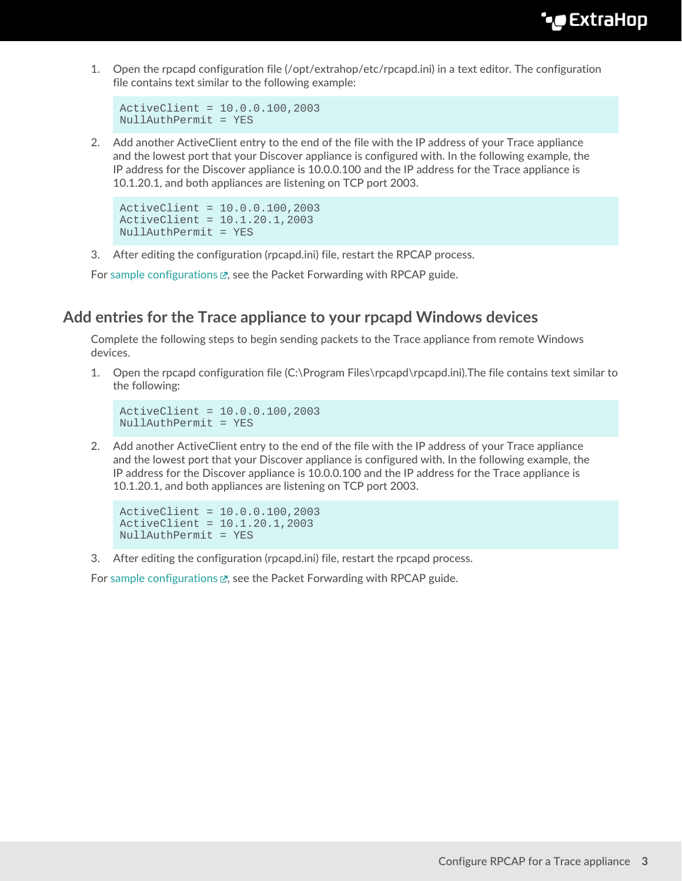1. Open the rpcapd configuration file (/opt/extrahop/etc/rpcapd.ini) in a text editor. The configuration file contains text similar to the following example:

   ```
   ActiveClient = 10.0.0.100,2003
   NullAuthPermit = YES
   ```

2. Add another ActiveClient entry to the end of the file with the IP address of your Trace appliance and the lowest port that your Discover appliance is configured with. In the following example, the IP address for the Discover appliance is 10.0.0.100 and the IP address for the Trace appliance is 10.1.20.1, and both appliances are listening on TCP port 2003.

   ```
   ActiveClient = 10.0.0.100,2003
   ActiveClient = 10.1.20.1,2003
   NullAuthPermit = YES
   ```

3. After editing the configuration (rpcapd.ini) file, restart the RPCAP process.

For sample configurations, see the Packet Forwarding with RPCAP guide.

## Add entries for the Trace appliance to your rpcapd Windows devices

Complete the following steps to begin sending packets to the Trace appliance from remote Windows devices.

1. Open the rpcapd configuration file (C:\Program Files\rpcapd\rpcapd.ini).The file contains text similar to the following:

   ```
   ActiveClient = 10.0.0.100,2003
   NullAuthPermit = YES
   ```

2. Add another ActiveClient entry to the end of the file with the IP address of your Trace appliance and the lowest port that your Discover appliance is configured with. In the following example, the IP address for the Discover appliance is 10.0.0.100 and the IP address for the Trace appliance is 10.1.20.1, and both appliances are listening on TCP port 2003.

   ```
   ActiveClient = 10.0.0.100,2003
   ActiveClient = 10.1.20.1,2003
   NullAuthPermit = YES
   ```

3. After editing the configuration (rpcapd.ini) file, restart the rpcapd process.

For sample configurations, see the Packet Forwarding with RPCAP guide.